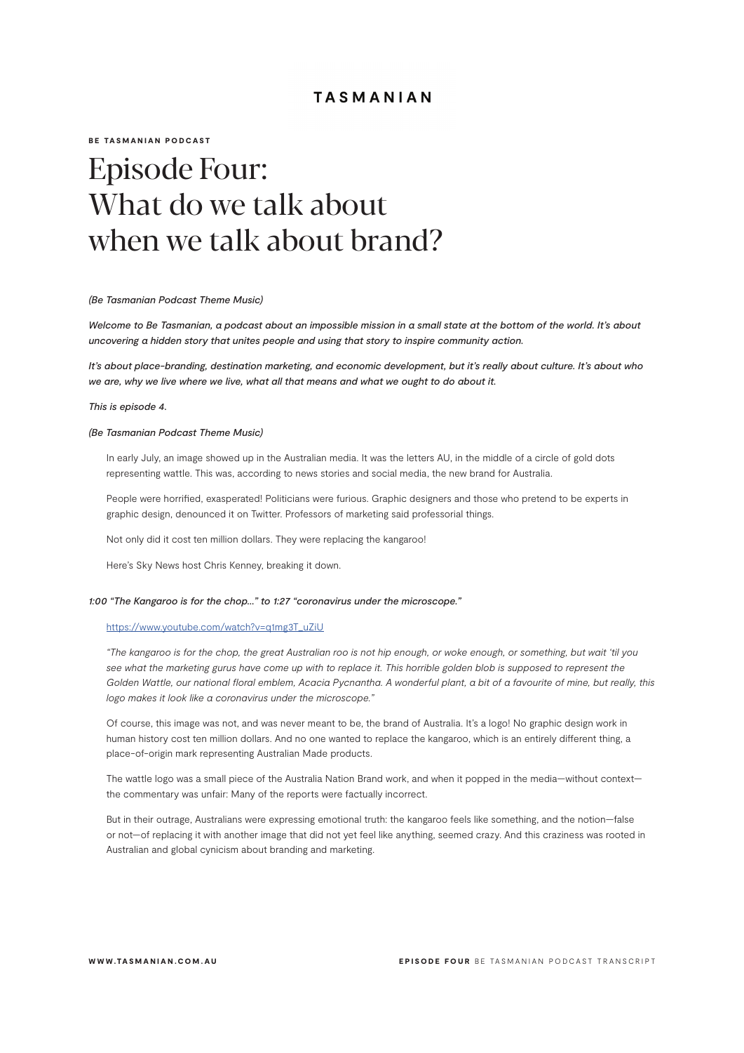TASMANIAN

**BE TASMANIAN PODCAST**

# Episode Four: What do we talk about when we talk about brand?

*(Be Tasmanian Podcast Theme Music)*

***Welcome to Be Tasmanian, a podcast about an impossible mission in a small state at the bottom of the world. It's about uncovering a hidden story that unites people and using that story to inspire community action.***

***It's about place-branding, destination marketing, and economic development, but it's really about culture. It's about who we are, why we live where we live, what all that means and what we ought to do about it.***

***This is episode 4.***

*(Be Tasmanian Podcast Theme Music)*

In early July, an image showed up in the Australian media. It was the letters AU, in the middle of a circle of gold dots representing wattle. This was, according to news stories and social media, the new brand for Australia.

People were horrified, exasperated! Politicians were furious. Graphic designers and those who pretend to be experts in graphic design, denounced it on Twitter. Professors of marketing said professorial things.

Not only did it cost ten million dollars. They were replacing the kangaroo!

Here's Sky News host Chris Kenney, breaking it down.

***1:00 "The Kangaroo is for the chop..." to 1:27 "coronavirus under the microscope."***

https://www.youtube.com/watch?v=q1mg3T_uZiU

*"The kangaroo is for the chop, the great Australian roo is not hip enough, or woke enough, or something, but wait 'til you see what the marketing gurus have come up with to replace it. This horrible golden blob is supposed to represent the Golden Wattle, our national floral emblem, Acacia Pycnantha. A wonderful plant, a bit of a favourite of mine, but really, this logo makes it look like a coronavirus under the microscope."*

Of course, this image was not, and was never meant to be, the brand of Australia. It's a logo! No graphic design work in human history cost ten million dollars. And no one wanted to replace the kangaroo, which is an entirely different thing, a place-of-origin mark representing Australian Made products.

The wattle logo was a small piece of the Australia Nation Brand work, and when it popped in the media—without context—the commentary was unfair: Many of the reports were factually incorrect.

But in their outrage, Australians were expressing emotional truth: the kangaroo feels like something, and the notion—false or not—of replacing it with another image that did not yet feel like anything, seemed crazy. And this craziness was rooted in Australian and global cynicism about branding and marketing.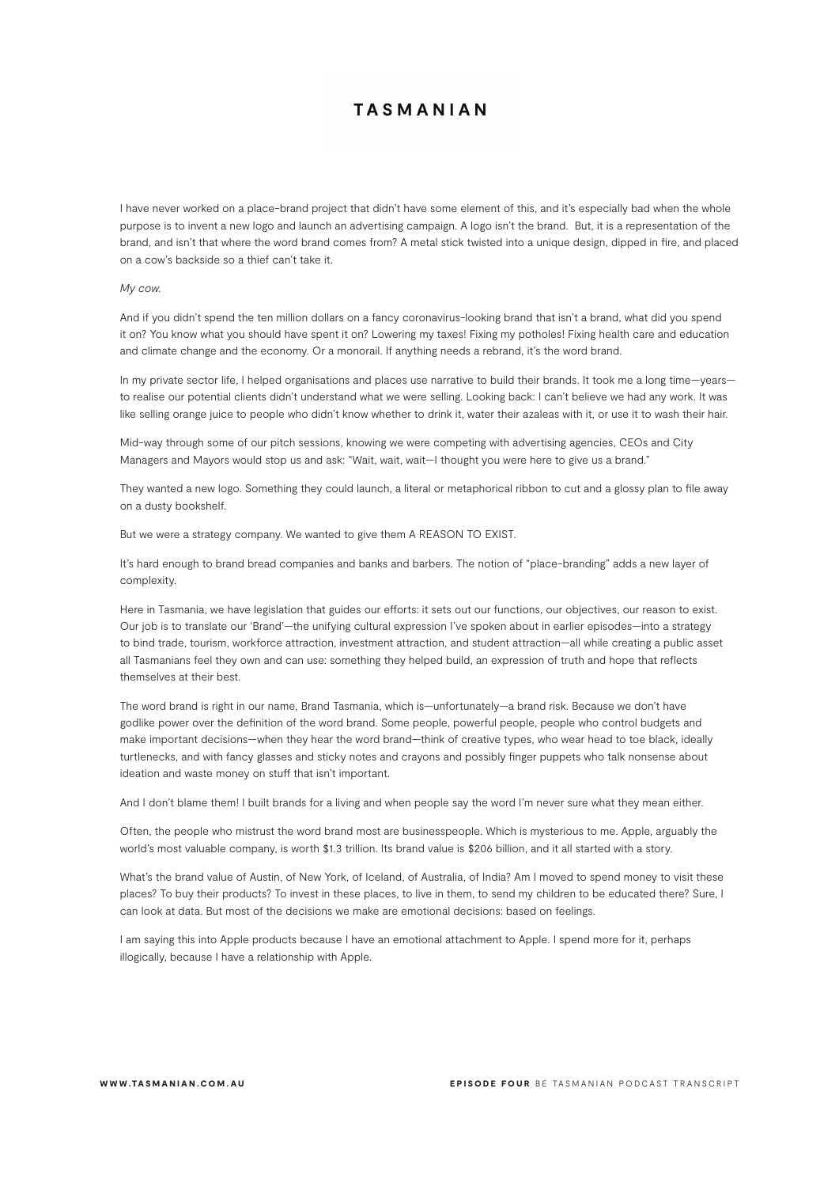I have never worked on a place-brand project that didn't have some element of this, and it's especially bad when the whole purpose is to invent a new logo and launch an advertising campaign. A logo isn't the brand. But, it is a representation of the brand, and isn't that where the word brand comes from? A metal stick twisted into a unique design, dipped in fire, and placed on a cow's backside so a thief can't take it.

*My cow.*

And if you didn't spend the ten million dollars on a fancy coronavirus-looking brand that isn't a brand, what did you spend it on? You know what you should have spent it on? Lowering my taxes! Fixing my potholes! Fixing health care and education and climate change and the economy. Or a monorail. If anything needs a rebrand, it's the word brand.

In my private sector life, I helped organisations and places use narrative to build their brands. It took me a long time—years—to realise our potential clients didn't understand what we were selling. Looking back: I can't believe we had any work. It was like selling orange juice to people who didn't know whether to drink it, water their azaleas with it, or use it to wash their hair.

Mid-way through some of our pitch sessions, knowing we were competing with advertising agencies, CEOs and City Managers and Mayors would stop us and ask: "Wait, wait, wait—I thought you were here to give us a brand."

They wanted a new logo. Something they could launch, a literal or metaphorical ribbon to cut and a glossy plan to file away on a dusty bookshelf.

But we were a strategy company. We wanted to give them A REASON TO EXIST.

It's hard enough to brand bread companies and banks and barbers. The notion of "place-branding" adds a new layer of complexity.

Here in Tasmania, we have legislation that guides our efforts: it sets out our functions, our objectives, our reason to exist. Our job is to translate our 'Brand'—the unifying cultural expression I've spoken about in earlier episodes—into a strategy to bind trade, tourism, workforce attraction, investment attraction, and student attraction—all while creating a public asset all Tasmanians feel they own and can use: something they helped build, an expression of truth and hope that reflects themselves at their best.

The word brand is right in our name, Brand Tasmania, which is—unfortunately—a brand risk. Because we don't have godlike power over the definition of the word brand. Some people, powerful people, people who control budgets and make important decisions—when they hear the word brand—think of creative types, who wear head to toe black, ideally turtlenecks, and with fancy glasses and sticky notes and crayons and possibly finger puppets who talk nonsense about ideation and waste money on stuff that isn't important.

And I don't blame them! I built brands for a living and when people say the word I'm never sure what they mean either.

Often, the people who mistrust the word brand most are businesspeople. Which is mysterious to me. Apple, arguably the world's most valuable company, is worth $1.3 trillion. Its brand value is $206 billion, and it all started with a story.

What's the brand value of Austin, of New York, of Iceland, of Australia, of India? Am I moved to spend money to visit these places? To buy their products? To invest in these places, to live in them, to send my children to be educated there? Sure, I can look at data. But most of the decisions we make are emotional decisions: based on feelings.

I am saying this into Apple products because I have an emotional attachment to Apple. I spend more for it, perhaps illogically, because I have a relationship with Apple.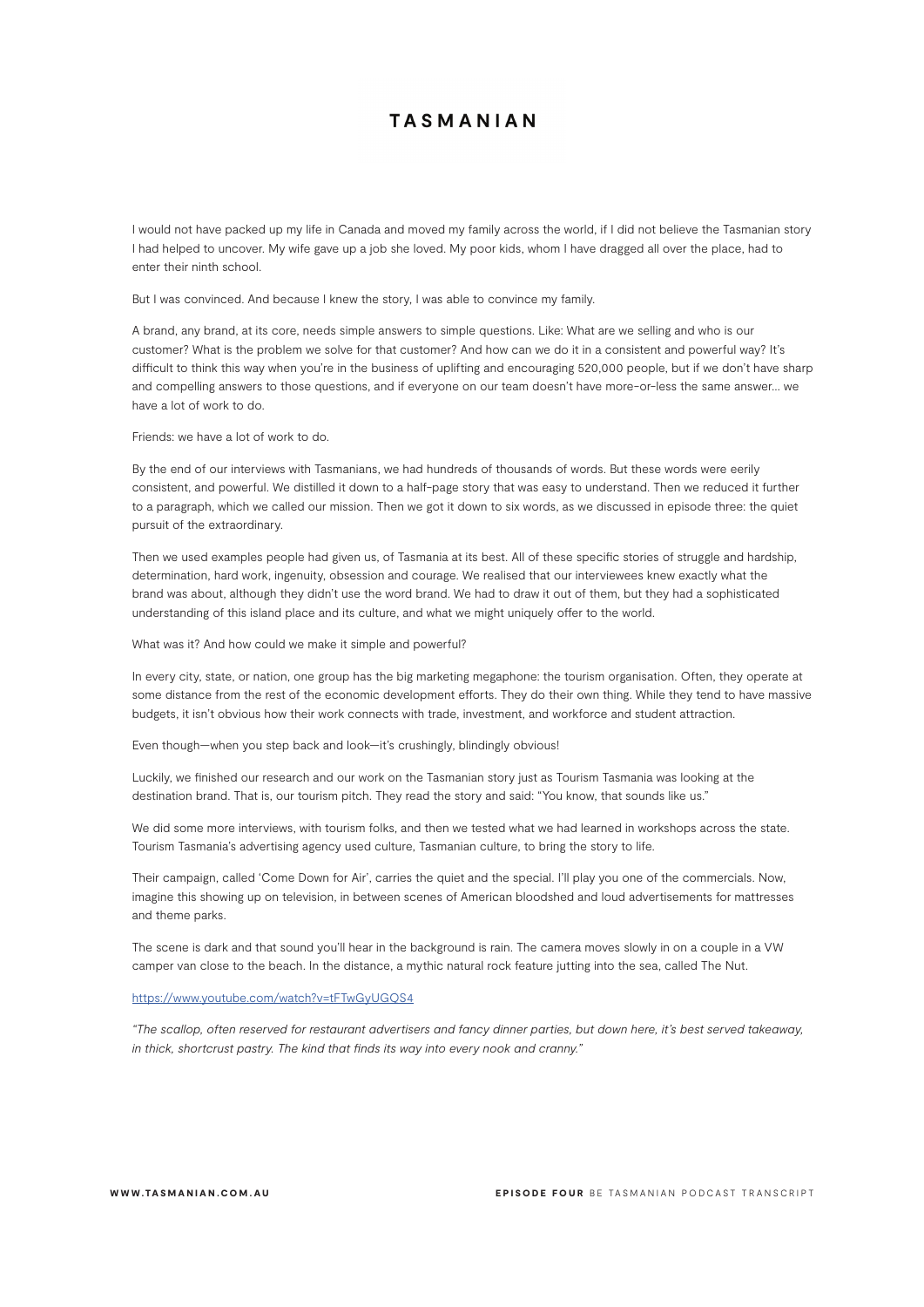I would not have packed up my life in Canada and moved my family across the world, if I did not believe the Tasmanian story I had helped to uncover. My wife gave up a job she loved. My poor kids, whom I have dragged all over the place, had to enter their ninth school.

But I was convinced. And because I knew the story, I was able to convince my family.

A brand, any brand, at its core, needs simple answers to simple questions. Like: What are we selling and who is our customer? What is the problem we solve for that customer? And how can we do it in a consistent and powerful way? It's difficult to think this way when you're in the business of uplifting and encouraging 520,000 people, but if we don't have sharp and compelling answers to those questions, and if everyone on our team doesn't have more-or-less the same answer… we have a lot of work to do.

Friends: we have a lot of work to do.

By the end of our interviews with Tasmanians, we had hundreds of thousands of words. But these words were eerily consistent, and powerful. We distilled it down to a half-page story that was easy to understand. Then we reduced it further to a paragraph, which we called our mission. Then we got it down to six words, as we discussed in episode three: the quiet pursuit of the extraordinary.

Then we used examples people had given us, of Tasmania at its best. All of these specific stories of struggle and hardship, determination, hard work, ingenuity, obsession and courage. We realised that our interviewees knew exactly what the brand was about, although they didn't use the word brand. We had to draw it out of them, but they had a sophisticated understanding of this island place and its culture, and what we might uniquely offer to the world.

What was it? And how could we make it simple and powerful?

In every city, state, or nation, one group has the big marketing megaphone: the tourism organisation. Often, they operate at some distance from the rest of the economic development efforts. They do their own thing. While they tend to have massive budgets, it isn't obvious how their work connects with trade, investment, and workforce and student attraction.

Even though—when you step back and look—it's crushingly, blindingly obvious!

Luckily, we finished our research and our work on the Tasmanian story just as Tourism Tasmania was looking at the destination brand. That is, our tourism pitch. They read the story and said: "You know, that sounds like us."

We did some more interviews, with tourism folks, and then we tested what we had learned in workshops across the state. Tourism Tasmania's advertising agency used culture, Tasmanian culture, to bring the story to life.

Their campaign, called 'Come Down for Air', carries the quiet and the special. I'll play you one of the commercials. Now, imagine this showing up on television, in between scenes of American bloodshed and loud advertisements for mattresses and theme parks.

The scene is dark and that sound you'll hear in the background is rain. The camera moves slowly in on a couple in a VW camper van close to the beach. In the distance, a mythic natural rock feature jutting into the sea, called The Nut.

https://www.youtube.com/watch?v=tFTwGyUGQS4

*"The scallop, often reserved for restaurant advertisers and fancy dinner parties, but down here, it's best served takeaway, in thick, shortcrust pastry. The kind that finds its way into every nook and cranny."*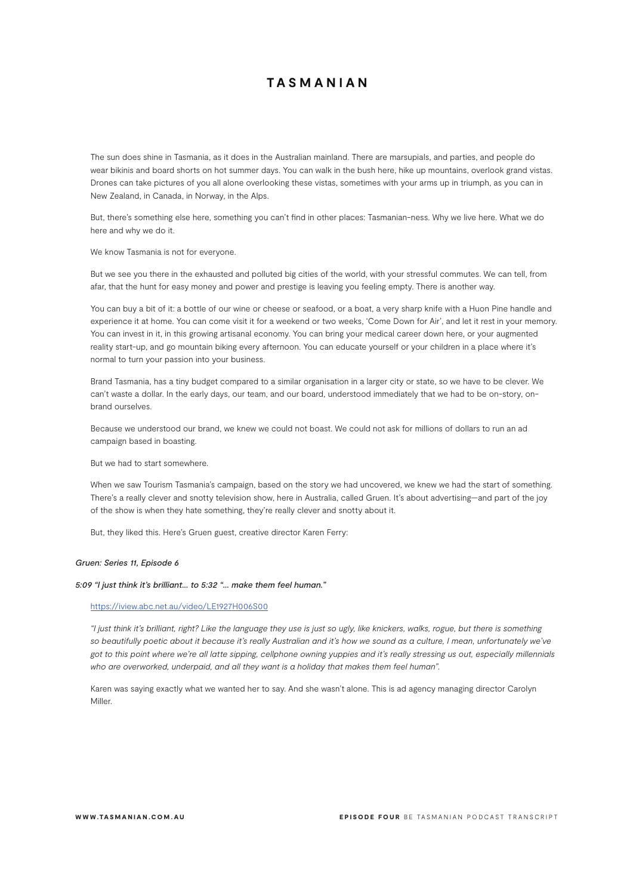The sun does shine in Tasmania, as it does in the Australian mainland. There are marsupials, and parties, and people do wear bikinis and board shorts on hot summer days. You can walk in the bush here, hike up mountains, overlook grand vistas. Drones can take pictures of you all alone overlooking these vistas, sometimes with your arms up in triumph, as you can in New Zealand, in Canada, in Norway, in the Alps.

But, there's something else here, something you can't find in other places: Tasmanian-ness. Why we live here. What we do here and why we do it.

We know Tasmania is not for everyone.

But we see you there in the exhausted and polluted big cities of the world, with your stressful commutes. We can tell, from afar, that the hunt for easy money and power and prestige is leaving you feeling empty. There is another way.

You can buy a bit of it: a bottle of our wine or cheese or seafood, or a boat, a very sharp knife with a Huon Pine handle and experience it at home. You can come visit it for a weekend or two weeks, 'Come Down for Air', and let it rest in your memory. You can invest in it, in this growing artisanal economy. You can bring your medical career down here, or your augmented reality start-up, and go mountain biking every afternoon. You can educate yourself or your children in a place where it's normal to turn your passion into your business.

Brand Tasmania, has a tiny budget compared to a similar organisation in a larger city or state, so we have to be clever. We can't waste a dollar. In the early days, our team, and our board, understood immediately that we had to be on-story, on-brand ourselves.

Because we understood our brand, we knew we could not boast. We could not ask for millions of dollars to run an ad campaign based in boasting.

But we had to start somewhere.

When we saw Tourism Tasmania's campaign, based on the story we had uncovered, we knew we had the start of something. There's a really clever and snotty television show, here in Australia, called Gruen. It's about advertising—and part of the joy of the show is when they hate something, they're really clever and snotty about it.

But, they liked this. Here's Gruen guest, creative director Karen Ferry:

*Gruen: Series 11, Episode 6*

*5:09 "I just think it's brilliant… to 5:32 "… make them feel human."*

https://iview.abc.net.au/video/LE1927H006S00

*"I just think it's brilliant, right? Like the language they use is just so ugly, like knickers, walks, rogue, but there is something so beautifully poetic about it because it's really Australian and it's how we sound as a culture, I mean, unfortunately we've got to this point where we're all latte sipping, cellphone owning yuppies and it's really stressing us out, especially millennials who are overworked, underpaid, and all they want is a holiday that makes them feel human".*

Karen was saying exactly what we wanted her to say. And she wasn't alone. This is ad agency managing director Carolyn Miller.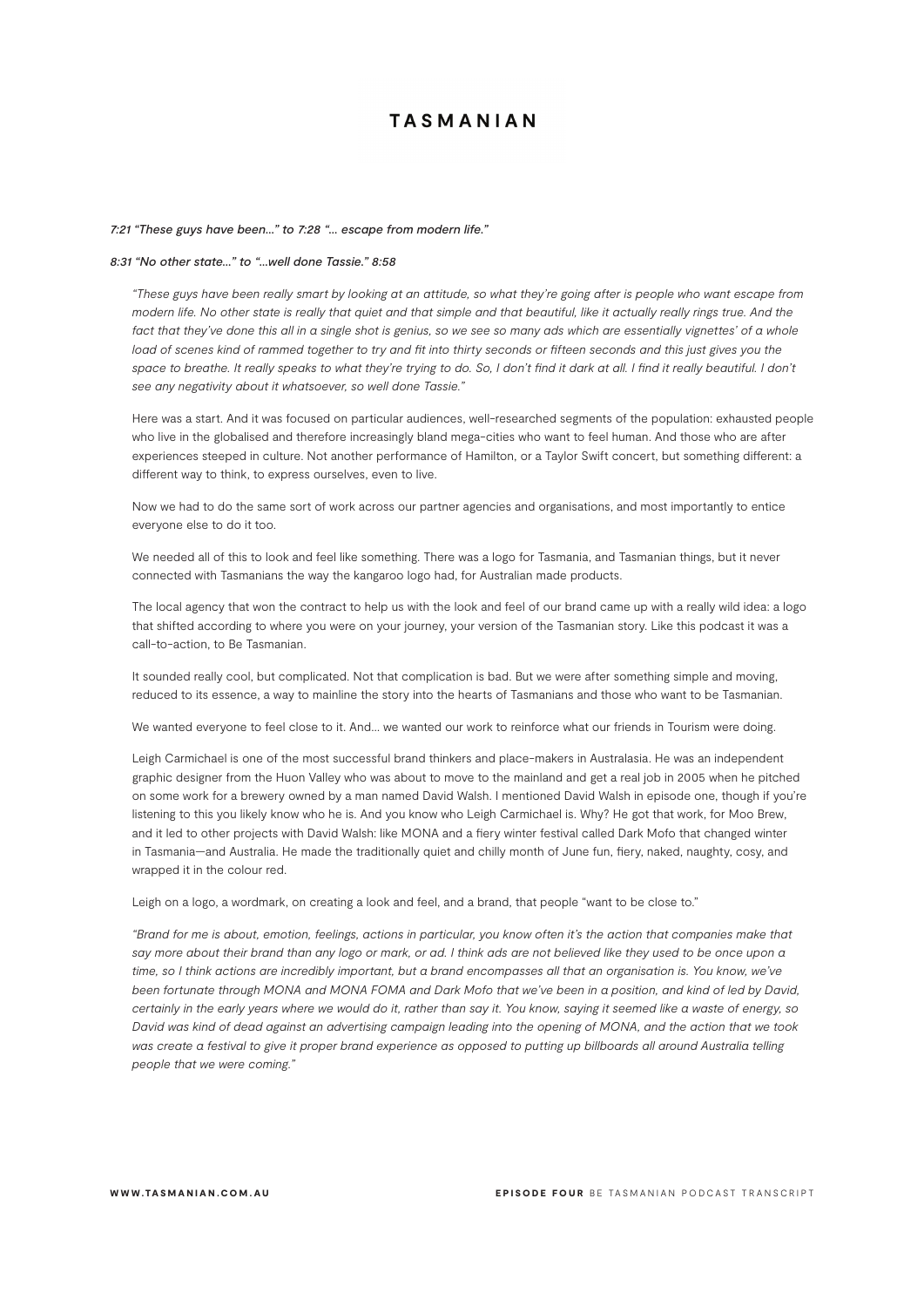*7:21 "These guys have been..." to 7:28 "... escape from modern life."*

*8:31 "No other state..." to "...well done Tassie." 8:58*

*"These guys have been really smart by looking at an attitude, so what they're going after is people who want escape from modern life. No other state is really that quiet and that simple and that beautiful, like it actually really rings true. And the fact that they've done this all in a single shot is genius, so we see so many ads which are essentially vignettes' of a whole load of scenes kind of rammed together to try and fit into thirty seconds or fifteen seconds and this just gives you the space to breathe. It really speaks to what they're trying to do. So, I don't find it dark at all. I find it really beautiful. I don't see any negativity about it whatsoever, so well done Tassie."*

Here was a start. And it was focused on particular audiences, well-researched segments of the population: exhausted people who live in the globalised and therefore increasingly bland mega-cities who want to feel human. And those who are after experiences steeped in culture. Not another performance of Hamilton, or a Taylor Swift concert, but something different: a different way to think, to express ourselves, even to live.

Now we had to do the same sort of work across our partner agencies and organisations, and most importantly to entice everyone else to do it too.

We needed all of this to look and feel like something. There was a logo for Tasmania, and Tasmanian things, but it never connected with Tasmanians the way the kangaroo logo had, for Australian made products.

The local agency that won the contract to help us with the look and feel of our brand came up with a really wild idea: a logo that shifted according to where you were on your journey, your version of the Tasmanian story. Like this podcast it was a call-to-action, to Be Tasmanian.

It sounded really cool, but complicated. Not that complication is bad. But we were after something simple and moving, reduced to its essence, a way to mainline the story into the hearts of Tasmanians and those who want to be Tasmanian.

We wanted everyone to feel close to it. And... we wanted our work to reinforce what our friends in Tourism were doing.

Leigh Carmichael is one of the most successful brand thinkers and place-makers in Australasia. He was an independent graphic designer from the Huon Valley who was about to move to the mainland and get a real job in 2005 when he pitched on some work for a brewery owned by a man named David Walsh. I mentioned David Walsh in episode one, though if you're listening to this you likely know who he is. And you know who Leigh Carmichael is. Why? He got that work, for Moo Brew, and it led to other projects with David Walsh: like MONA and a fiery winter festival called Dark Mofo that changed winter in Tasmania—and Australia. He made the traditionally quiet and chilly month of June fun, fiery, naked, naughty, cosy, and wrapped it in the colour red.

Leigh on a logo, a wordmark, on creating a look and feel, and a brand, that people "want to be close to."

*"Brand for me is about, emotion, feelings, actions in particular, you know often it's the action that companies make that say more about their brand than any logo or mark, or ad. I think ads are not believed like they used to be once upon a time, so I think actions are incredibly important, but a brand encompasses all that an organisation is. You know, we've been fortunate through MONA and MONA FOMA and Dark Mofo that we've been in a position, and kind of led by David, certainly in the early years where we would do it, rather than say it. You know, saying it seemed like a waste of energy, so David was kind of dead against an advertising campaign leading into the opening of MONA, and the action that we took was create a festival to give it proper brand experience as opposed to putting up billboards all around Australia telling people that we were coming."*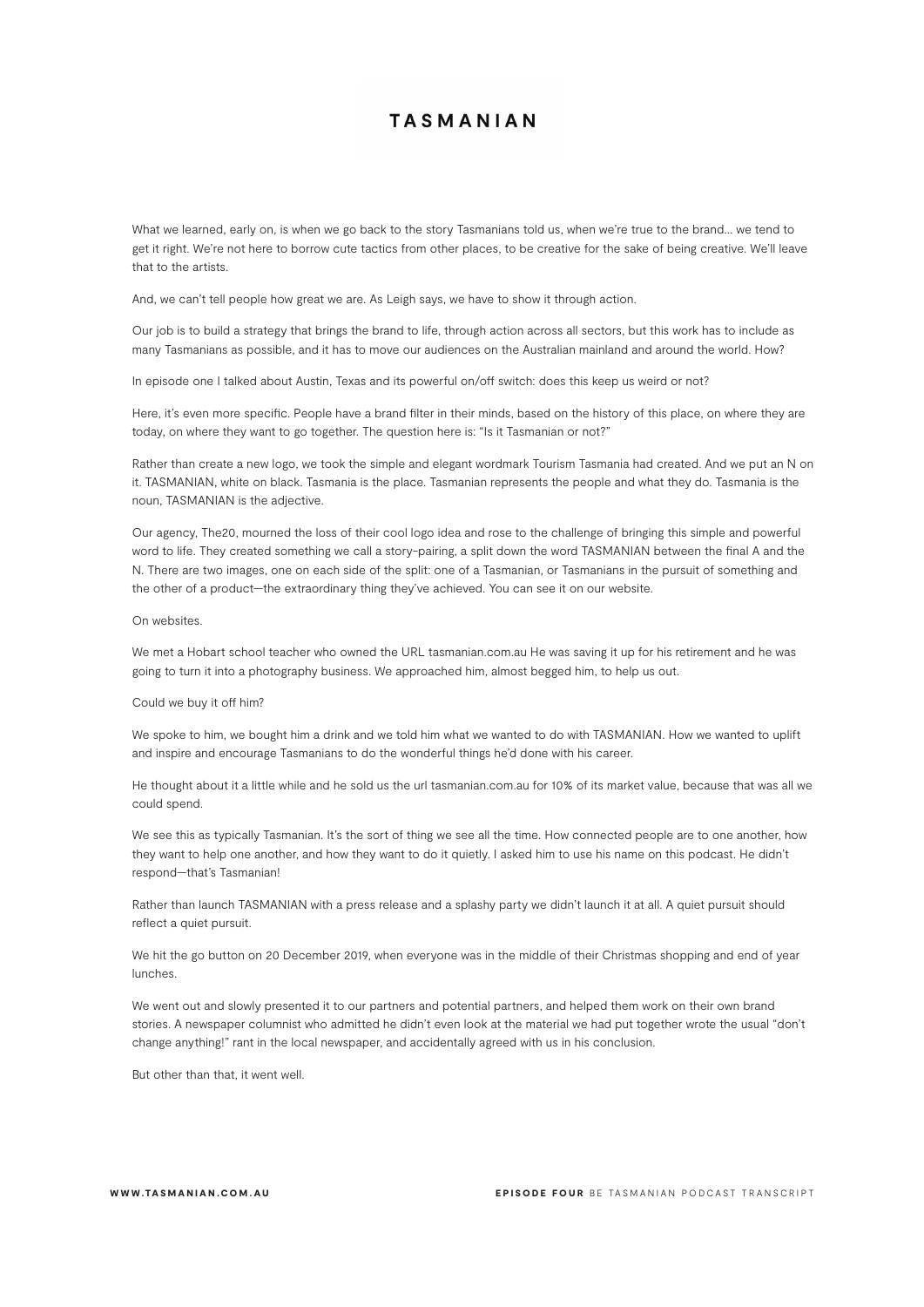What we learned, early on, is when we go back to the story Tasmanians told us, when we're true to the brand... we tend to get it right. We're not here to borrow cute tactics from other places, to be creative for the sake of being creative. We'll leave that to the artists.

And, we can't tell people how great we are. As Leigh says, we have to show it through action.

Our job is to build a strategy that brings the brand to life, through action across all sectors, but this work has to include as many Tasmanians as possible, and it has to move our audiences on the Australian mainland and around the world. How?

In episode one I talked about Austin, Texas and its powerful on/off switch: does this keep us weird or not?

Here, it's even more specific. People have a brand filter in their minds, based on the history of this place, on where they are today, on where they want to go together. The question here is: "Is it Tasmanian or not?"

Rather than create a new logo, we took the simple and elegant wordmark Tourism Tasmania had created. And we put an N on it. TASMANIAN, white on black. Tasmania is the place. Tasmanian represents the people and what they do. Tasmania is the noun, TASMANIAN is the adjective.

Our agency, The20, mourned the loss of their cool logo idea and rose to the challenge of bringing this simple and powerful word to life. They created something we call a story-pairing, a split down the word TASMANIAN between the final A and the N. There are two images, one on each side of the split: one of a Tasmanian, or Tasmanians in the pursuit of something and the other of a product—the extraordinary thing they've achieved. You can see it on our website.

On websites.

We met a Hobart school teacher who owned the URL tasmanian.com.au He was saving it up for his retirement and he was going to turn it into a photography business. We approached him, almost begged him, to help us out.

Could we buy it off him?

We spoke to him, we bought him a drink and we told him what we wanted to do with TASMANIAN. How we wanted to uplift and inspire and encourage Tasmanians to do the wonderful things he'd done with his career.

He thought about it a little while and he sold us the url tasmanian.com.au for 10% of its market value, because that was all we could spend.

We see this as typically Tasmanian. It's the sort of thing we see all the time. How connected people are to one another, how they want to help one another, and how they want to do it quietly. I asked him to use his name on this podcast. He didn't respond—that's Tasmanian!

Rather than launch TASMANIAN with a press release and a splashy party we didn't launch it at all. A quiet pursuit should reflect a quiet pursuit.

We hit the go button on 20 December 2019, when everyone was in the middle of their Christmas shopping and end of year lunches.

We went out and slowly presented it to our partners and potential partners, and helped them work on their own brand stories. A newspaper columnist who admitted he didn't even look at the material we had put together wrote the usual "don't change anything!" rant in the local newspaper, and accidentally agreed with us in his conclusion.

But other than that, it went well.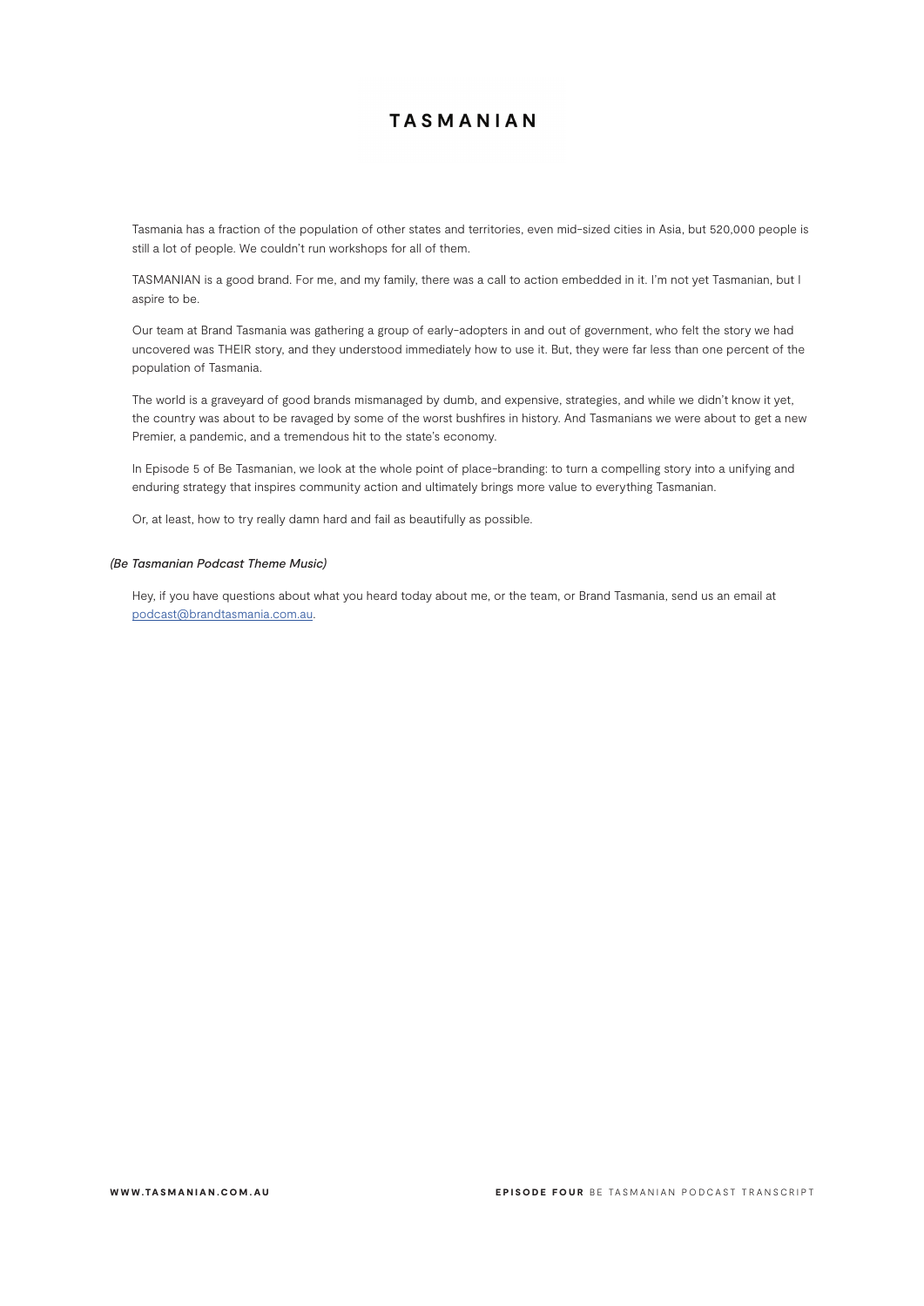Tasmania has a fraction of the population of other states and territories, even mid-sized cities in Asia, but 520,000 people is still a lot of people. We couldn't run workshops for all of them.

TASMANIAN is a good brand. For me, and my family, there was a call to action embedded in it. I'm not yet Tasmanian, but I aspire to be.

Our team at Brand Tasmania was gathering a group of early-adopters in and out of government, who felt the story we had uncovered was THEIR story, and they understood immediately how to use it. But, they were far less than one percent of the population of Tasmania.

The world is a graveyard of good brands mismanaged by dumb, and expensive, strategies, and while we didn't know it yet, the country was about to be ravaged by some of the worst bushfires in history. And Tasmanians we were about to get a new Premier, a pandemic, and a tremendous hit to the state's economy.

In Episode 5 of Be Tasmanian, we look at the whole point of place-branding: to turn a compelling story into a unifying and enduring strategy that inspires community action and ultimately brings more value to everything Tasmanian.

Or, at least, how to try really damn hard and fail as beautifully as possible.

*(Be Tasmanian Podcast Theme Music)*

Hey, if you have questions about what you heard today about me, or the team, or Brand Tasmania, send us an email at podcast@brandtasmania.com.au.